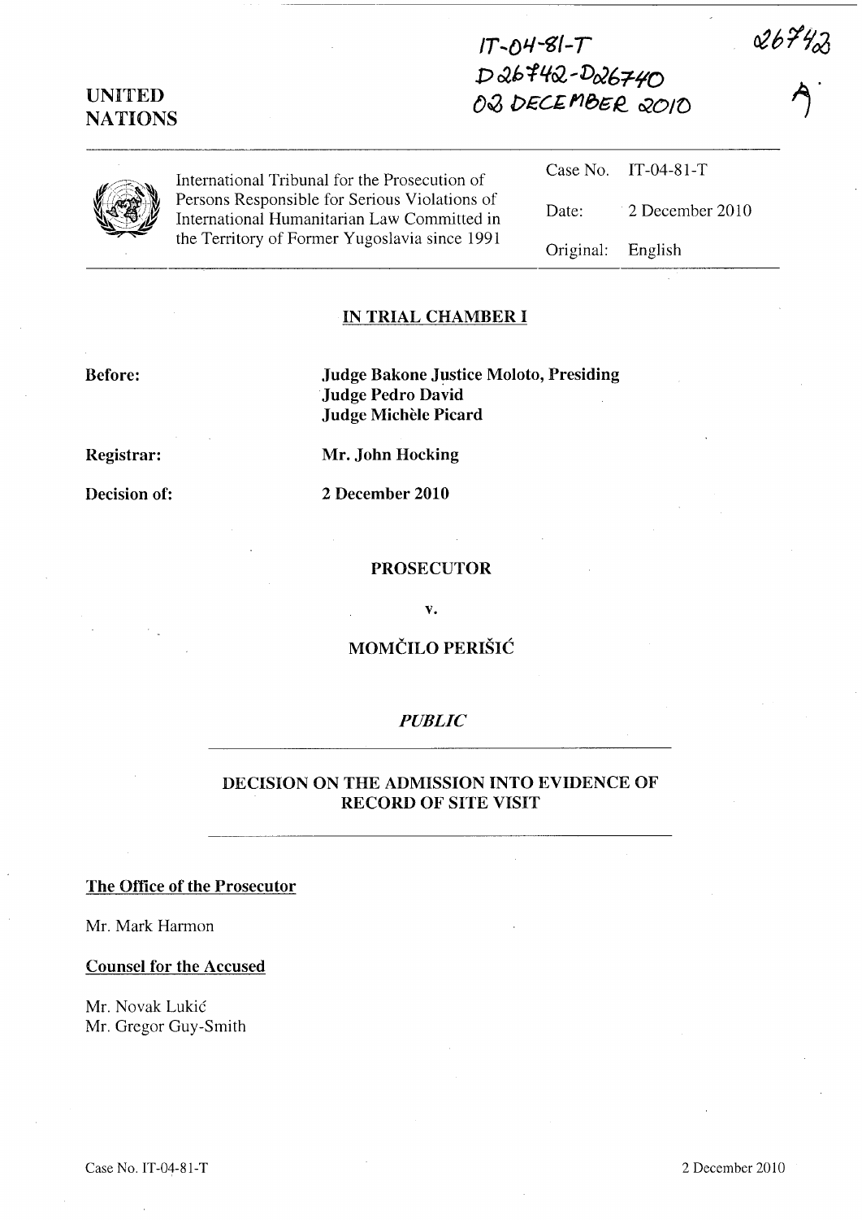IT-04-81-T
D26742-D26740
02 DECEMBER 2010

26742

A

UNITED NATIONS

International Tribunal for the Prosecution of Persons Responsible for Serious Violations of International Humanitarian Law Committed in the Territory of Former Yugoslavia since 1991

| | |
|---|---|
| Case No. | IT-04-81-T |
| Date: | 2 December 2010 |
| Original: | English |

## IN TRIAL CHAMBER I

**Before:** **Judge Bakone Justice Moloto, Presiding**
**Judge Pedro David**
**Judge Michèle Picard**

**Registrar:** **Mr. John Hocking**

**Decision of:** **2 December 2010**

**PROSECUTOR**

**v.**

**MOMČILO PERIŠIĆ**

***PUBLIC***

## DECISION ON THE ADMISSION INTO EVIDENCE OF RECORD OF SITE VISIT

**The Office of the Prosecutor**

Mr. Mark Harmon

**Counsel for the Accused**

Mr. Novak Lukić
Mr. Gregor Guy-Smith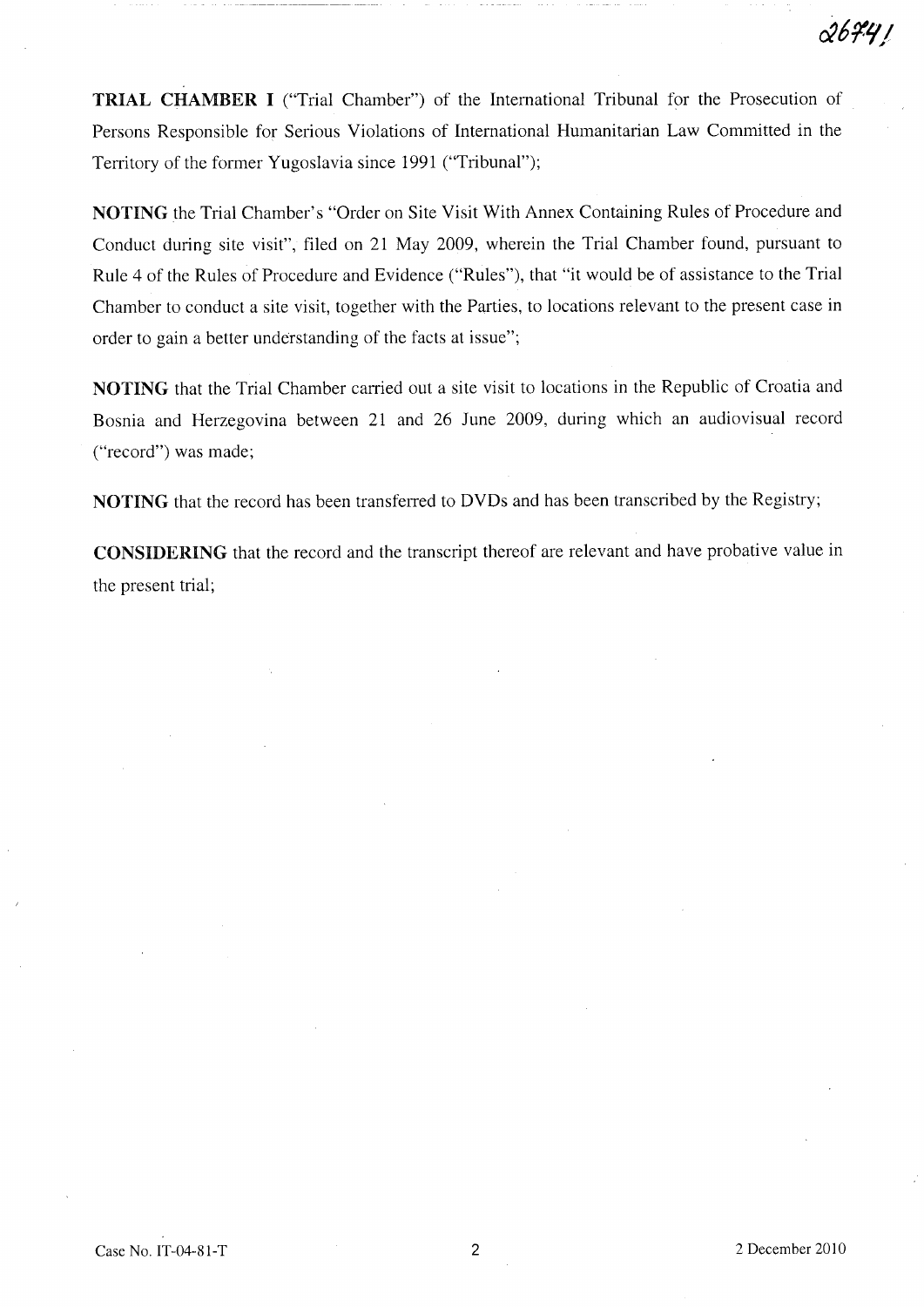**TRIAL CHAMBER I** ("Trial Chamber") of the International Tribunal for the Prosecution of Persons Responsible for Serious Violations of International Humanitarian Law Committed in the Territory of the former Yugoslavia since 1991 ("Tribunal");

**NOTING** the Trial Chamber's "Order on Site Visit With Annex Containing Rules of Procedure and Conduct during site visit", filed on 21 May 2009, wherein the Trial Chamber found, pursuant to Rule 4 of the Rules of Procedure and Evidence ("Rules"), that "it would be of assistance to the Trial Chamber to conduct a site visit, together with the Parties, to locations relevant to the present case in order to gain a better understanding of the facts at issue";

**NOTING** that the Trial Chamber carried out a site visit to locations in the Republic of Croatia and Bosnia and Herzegovina between 21 and 26 June 2009, during which an audiovisual record ("record") was made;

**NOTING** that the record has been transferred to DVDs and has been transcribed by the Registry;

**CONSIDERING** that the record and the transcript thereof are relevant and have probative value in the present trial;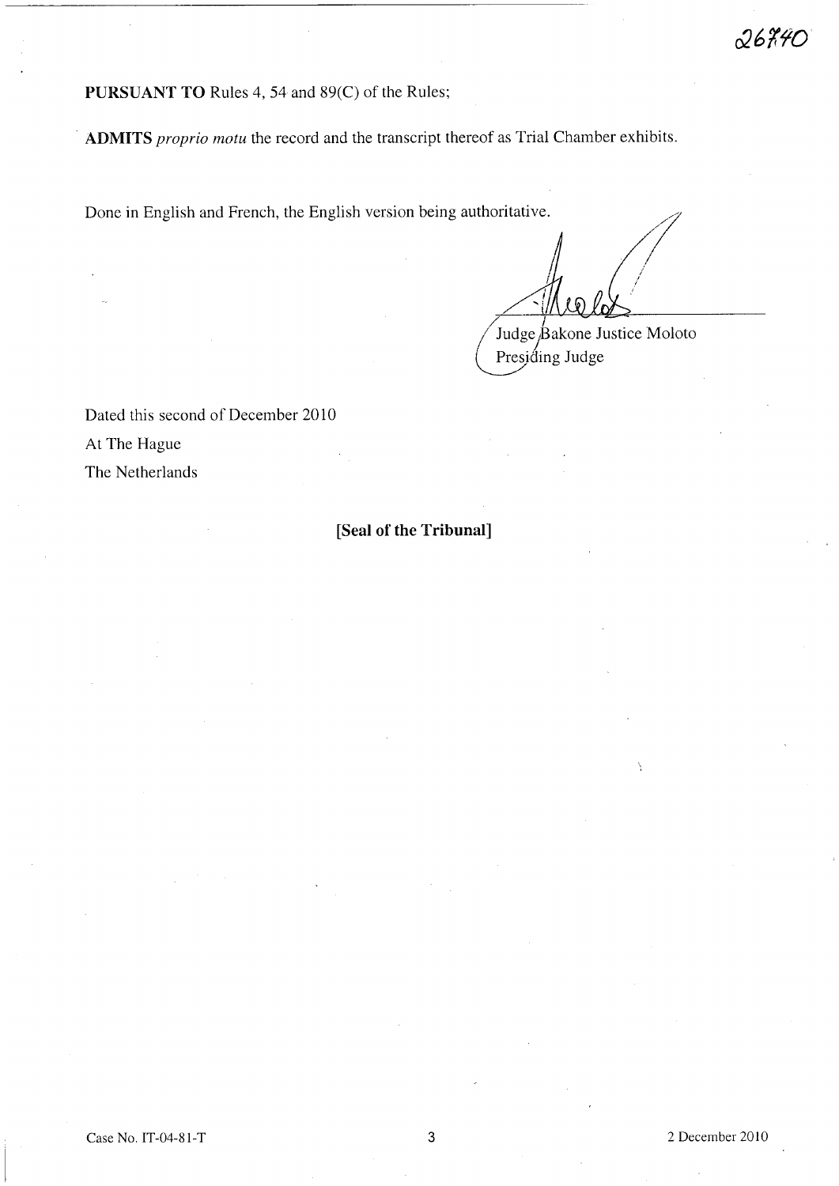**PURSUANT TO** Rules 4, 54 and 89(C) of the Rules;

**ADMITS** *proprio motu* the record and the transcript thereof as Trial Chamber exhibits.

Done in English and French, the English version being authoritative.

Judge Bakone Justice Moloto
Presiding Judge

Dated this second of December 2010
At The Hague
The Netherlands

**[Seal of the Tribunal]**